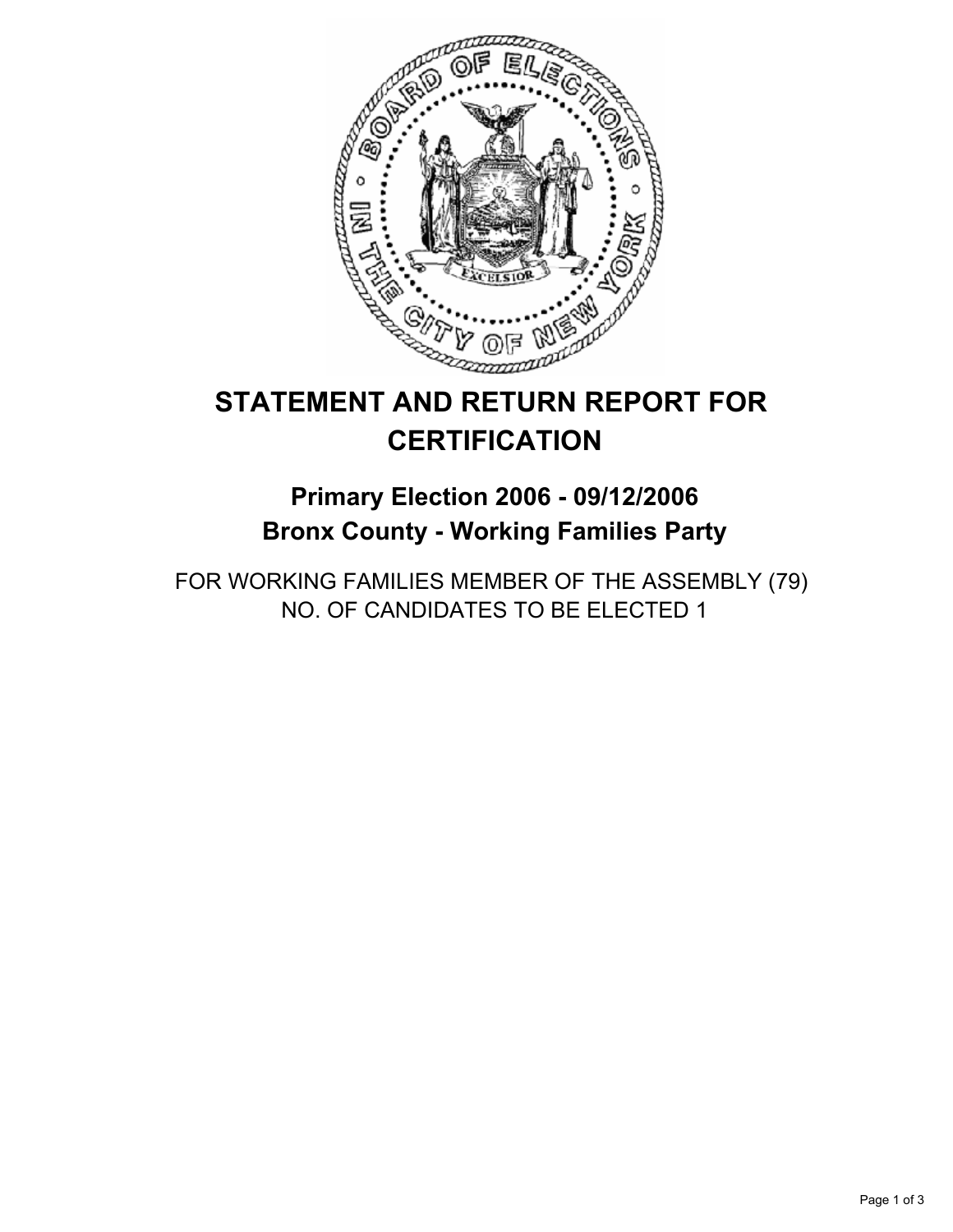# STATEMENT AND RETURN REPORT FOR CERTIFICATION

## Primary Election 2006 - 09/12/2006
## Bronx County - Working Families Party

FOR WORKING FAMILIES MEMBER OF THE ASSEMBLY (79)
NO. OF CANDIDATES TO BE ELECTED 1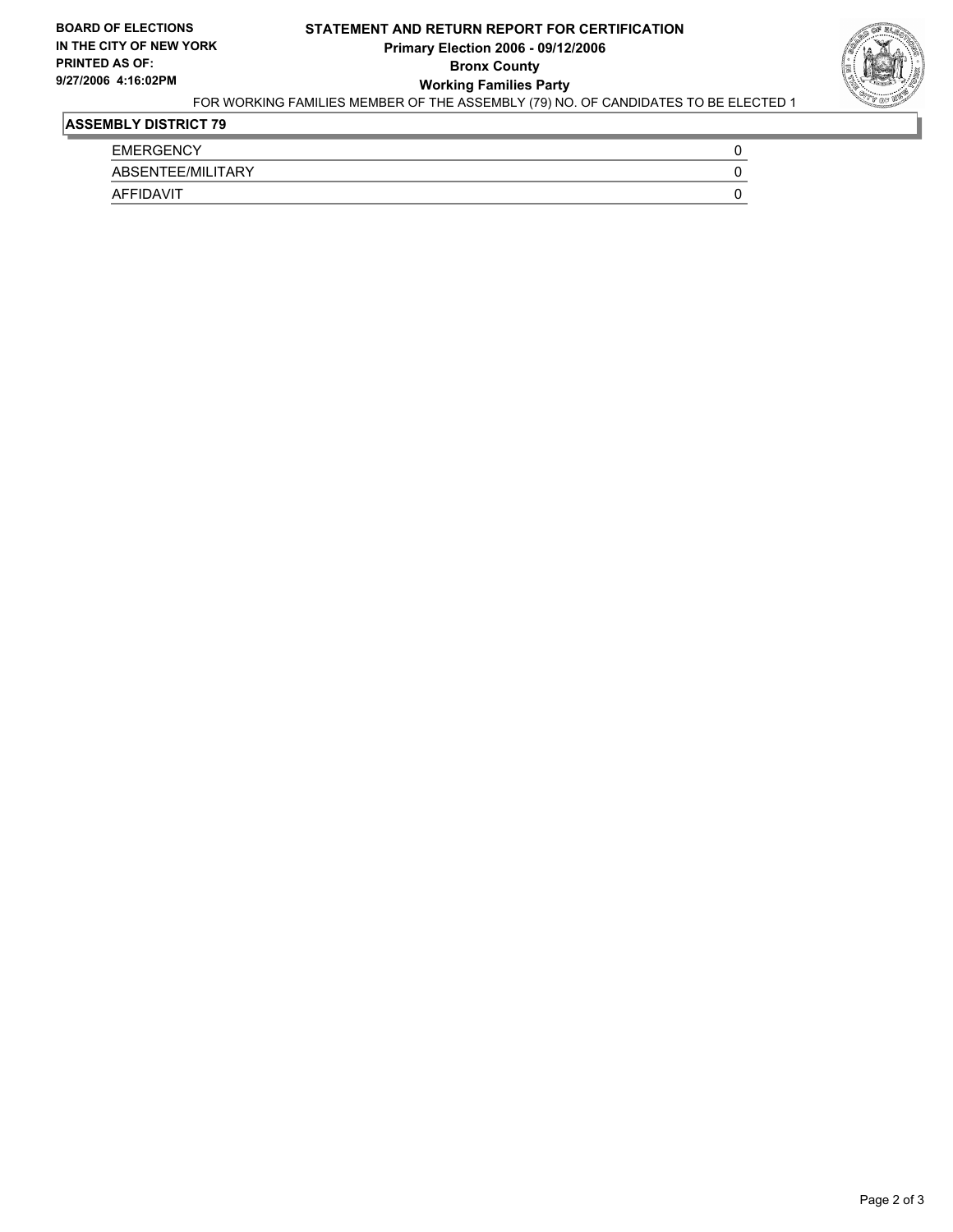**BOARD OF ELECTIONS IN THE CITY OF NEW YORK PRINTED AS OF: 9/27/2006 4:16:02PM**

# STATEMENT AND RETURN REPORT FOR CERTIFICATION

**Primary Election 2006 - 09/12/2006**

**Bronx County**

**Working Families Party**

FOR WORKING FAMILIES MEMBER OF THE ASSEMBLY (79) NO. OF CANDIDATES TO BE ELECTED 1

## ASSEMBLY DISTRICT 79

| | |
|---|---|
| EMERGENCY | 0 |
| ABSENTEE/MILITARY | 0 |
| AFFIDAVIT | 0 |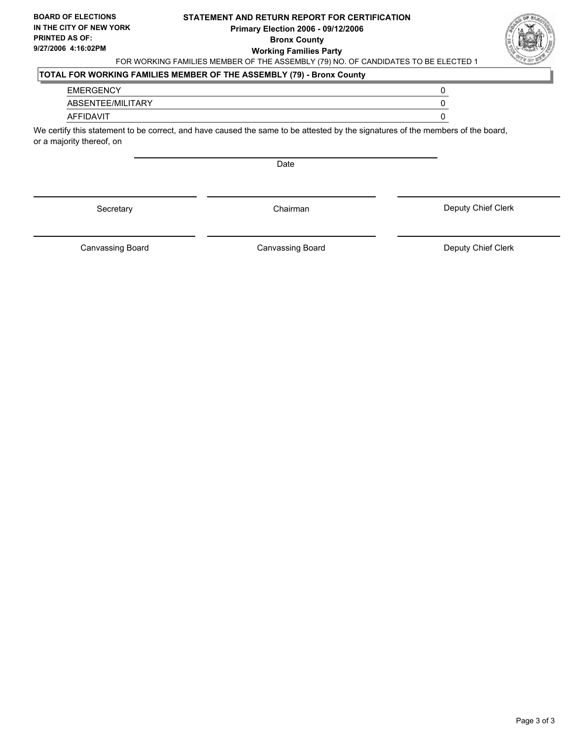**BOARD OF ELECTIONS**
**IN THE CITY OF NEW YORK**
**PRINTED AS OF:**
**9/27/2006 4:16:02PM**

# STATEMENT AND RETURN REPORT FOR CERTIFICATION
**Primary Election 2006 - 09/12/2006**
**Bronx County**
**Working Families Party**

FOR WORKING FAMILIES MEMBER OF THE ASSEMBLY (79) NO. OF CANDIDATES TO BE ELECTED 1

## TOTAL FOR WORKING FAMILIES MEMBER OF THE ASSEMBLY (79) - Bronx County

| | |
|---|---|
| EMERGENCY | 0 |
| ABSENTEE/MILITARY | 0 |
| AFFIDAVIT | 0 |

We certify this statement to be correct, and have caused the same to be attested by the signatures of the members of the board, or a majority thereof, on

Date

Secretary | Chairman | Deputy Chief Clerk

Canvassing Board | Canvassing Board | Deputy Chief Clerk